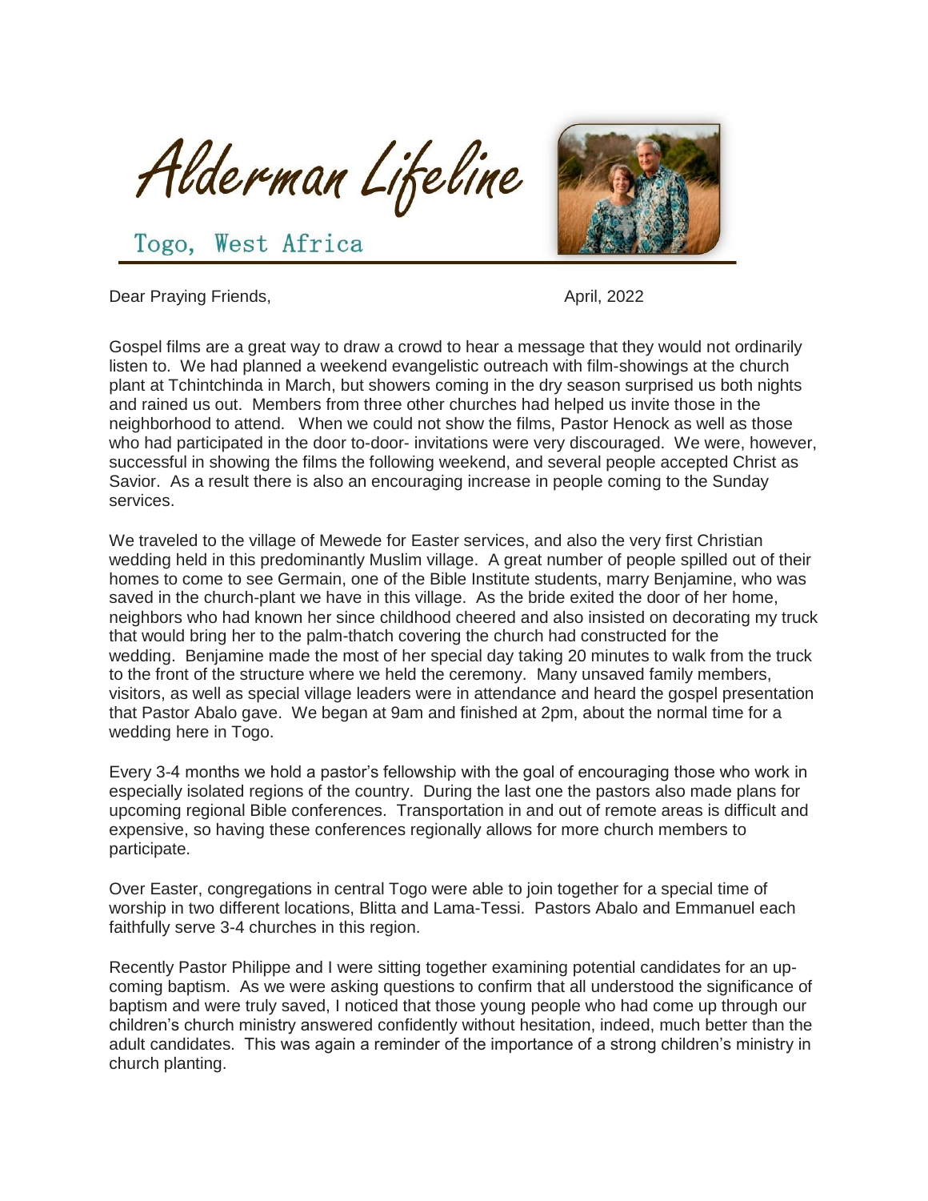# Alderman Lifeline

## Togo, West Africa

Dear Praying Friends, April, 2022

Gospel films are a great way to draw a crowd to hear a message that they would not ordinarily listen to. We had planned a weekend evangelistic outreach with film-showings at the church plant at Tchintchinda in March, but showers coming in the dry season surprised us both nights and rained us out. Members from three other churches had helped us invite those in the neighborhood to attend. When we could not show the films, Pastor Henock as well as those who had participated in the door to-door- invitations were very discouraged. We were, however, successful in showing the films the following weekend, and several people accepted Christ as Savior. As a result there is also an encouraging increase in people coming to the Sunday services.

We traveled to the village of Mewede for Easter services, and also the very first Christian wedding held in this predominantly Muslim village. A great number of people spilled out of their homes to come to see Germain, one of the Bible Institute students, marry Benjamine, who was saved in the church-plant we have in this village. As the bride exited the door of her home, neighbors who had known her since childhood cheered and also insisted on decorating my truck that would bring her to the palm-thatch covering the church had constructed for the wedding. Benjamine made the most of her special day taking 20 minutes to walk from the truck to the front of the structure where we held the ceremony. Many unsaved family members, visitors, as well as special village leaders were in attendance and heard the gospel presentation that Pastor Abalo gave. We began at 9am and finished at 2pm, about the normal time for a wedding here in Togo.

Every 3-4 months we hold a pastor's fellowship with the goal of encouraging those who work in especially isolated regions of the country. During the last one the pastors also made plans for upcoming regional Bible conferences. Transportation in and out of remote areas is difficult and expensive, so having these conferences regionally allows for more church members to participate.

Over Easter, congregations in central Togo were able to join together for a special time of worship in two different locations, Blitta and Lama-Tessi. Pastors Abalo and Emmanuel each faithfully serve 3-4 churches in this region.

Recently Pastor Philippe and I were sitting together examining potential candidates for an up-coming baptism. As we were asking questions to confirm that all understood the significance of baptism and were truly saved, I noticed that those young people who had come up through our children's church ministry answered confidently without hesitation, indeed, much better than the adult candidates. This was again a reminder of the importance of a strong children's ministry in church planting.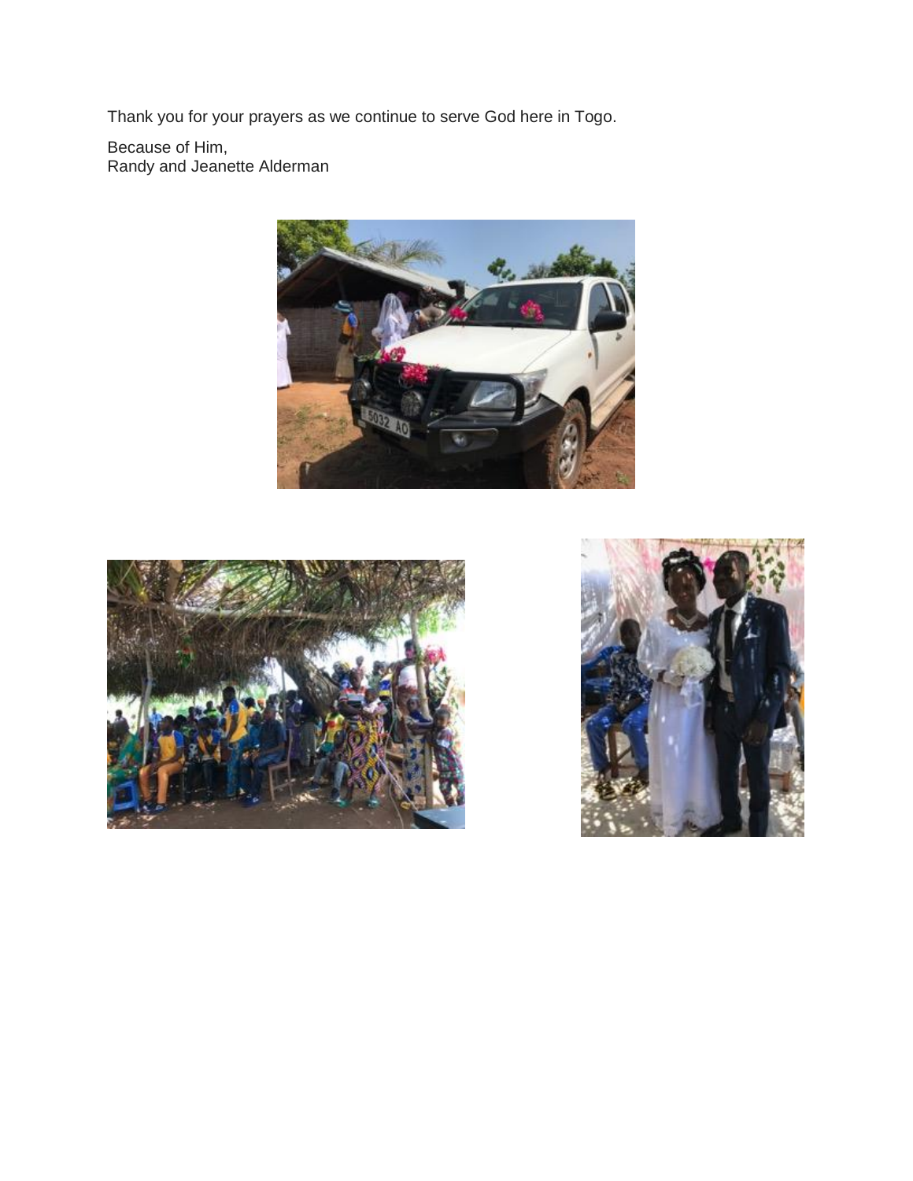Thank you for your prayers as we continue to serve God here in Togo.

Because of Him,
Randy and Jeanette Alderman